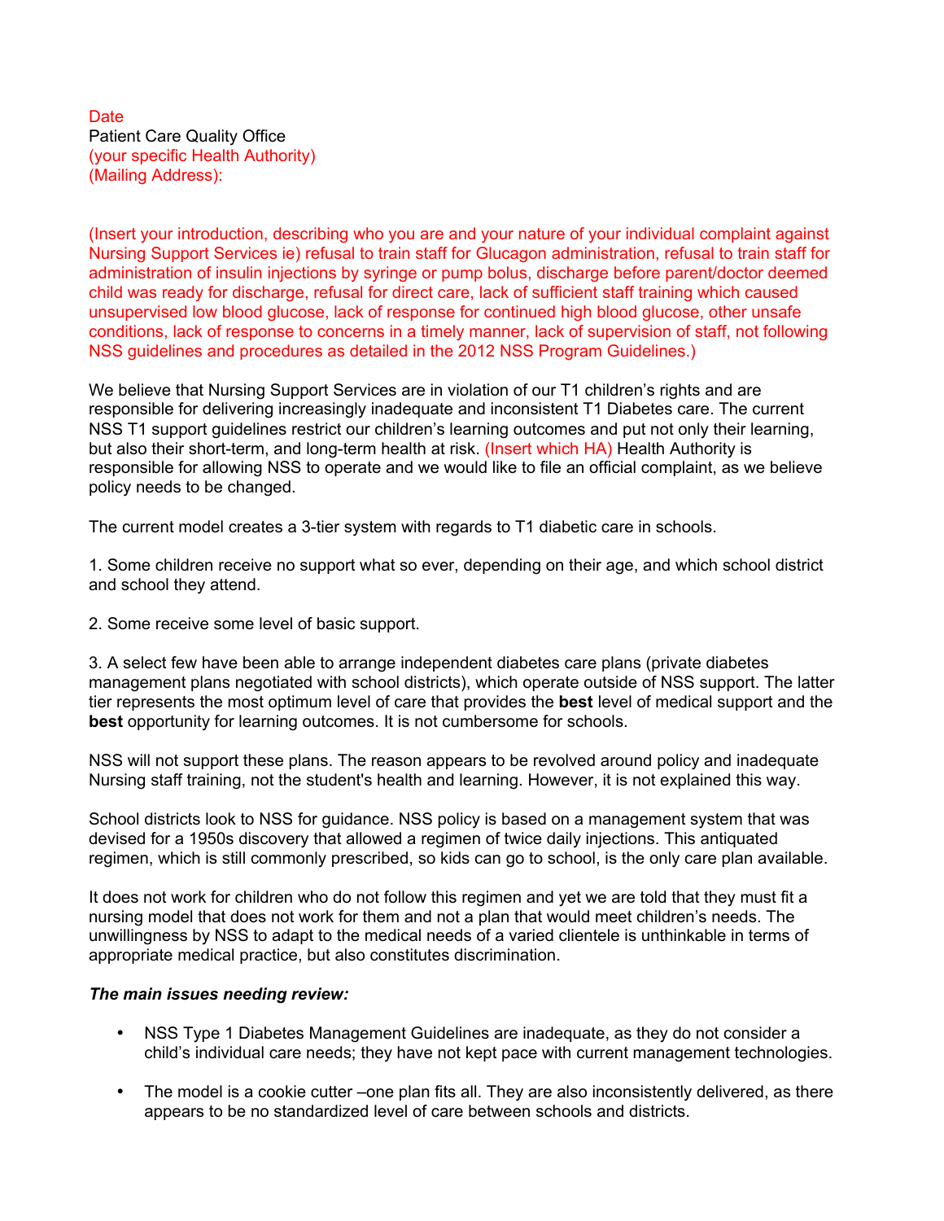Date
Patient Care Quality Office
(your specific Health Authority)
(Mailing Address):

(Insert your introduction, describing who you are and your nature of your individual complaint against Nursing Support Services ie) refusal to train staff for Glucagon administration, refusal to train staff for administration of insulin injections by syringe or pump bolus, discharge before parent/doctor deemed child was ready for discharge, refusal for direct care, lack of sufficient staff training which caused unsupervised low blood glucose, lack of response for continued high blood glucose, other unsafe conditions, lack of response to concerns in a timely manner, lack of supervision of staff, not following NSS guidelines and procedures as detailed in the 2012 NSS Program Guidelines.)

We believe that Nursing Support Services are in violation of our T1 children's rights and are responsible for delivering increasingly inadequate and inconsistent T1 Diabetes care. The current NSS T1 support guidelines restrict our children's learning outcomes and put not only their learning, but also their short-term, and long-term health at risk. (Insert which HA) Health Authority is responsible for allowing NSS to operate and we would like to file an official complaint, as we believe policy needs to be changed.

The current model creates a 3-tier system with regards to T1 diabetic care in schools.

1. Some children receive no support what so ever, depending on their age, and which school district and school they attend.

2. Some receive some level of basic support.

3. A select few have been able to arrange independent diabetes care plans (private diabetes management plans negotiated with school districts), which operate outside of NSS support. The latter tier represents the most optimum level of care that provides the **best** level of medical support and the **best** opportunity for learning outcomes. It is not cumbersome for schools.

NSS will not support these plans. The reason appears to be revolved around policy and inadequate Nursing staff training, not the student's health and learning. However, it is not explained this way.

School districts look to NSS for guidance. NSS policy is based on a management system that was devised for a 1950s discovery that allowed a regimen of twice daily injections. This antiquated regimen, which is still commonly prescribed, so kids can go to school, is the only care plan available.

It does not work for children who do not follow this regimen and yet we are told that they must fit a nursing model that does not work for them and not a plan that would meet children's needs. The unwillingness by NSS to adapt to the medical needs of a varied clientele is unthinkable in terms of appropriate medical practice, but also constitutes discrimination.

***The main issues needing review:***

- NSS Type 1 Diabetes Management Guidelines are inadequate, as they do not consider a child's individual care needs; they have not kept pace with current management technologies.

- The model is a cookie cutter –one plan fits all. They are also inconsistently delivered, as there appears to be no standardized level of care between schools and districts.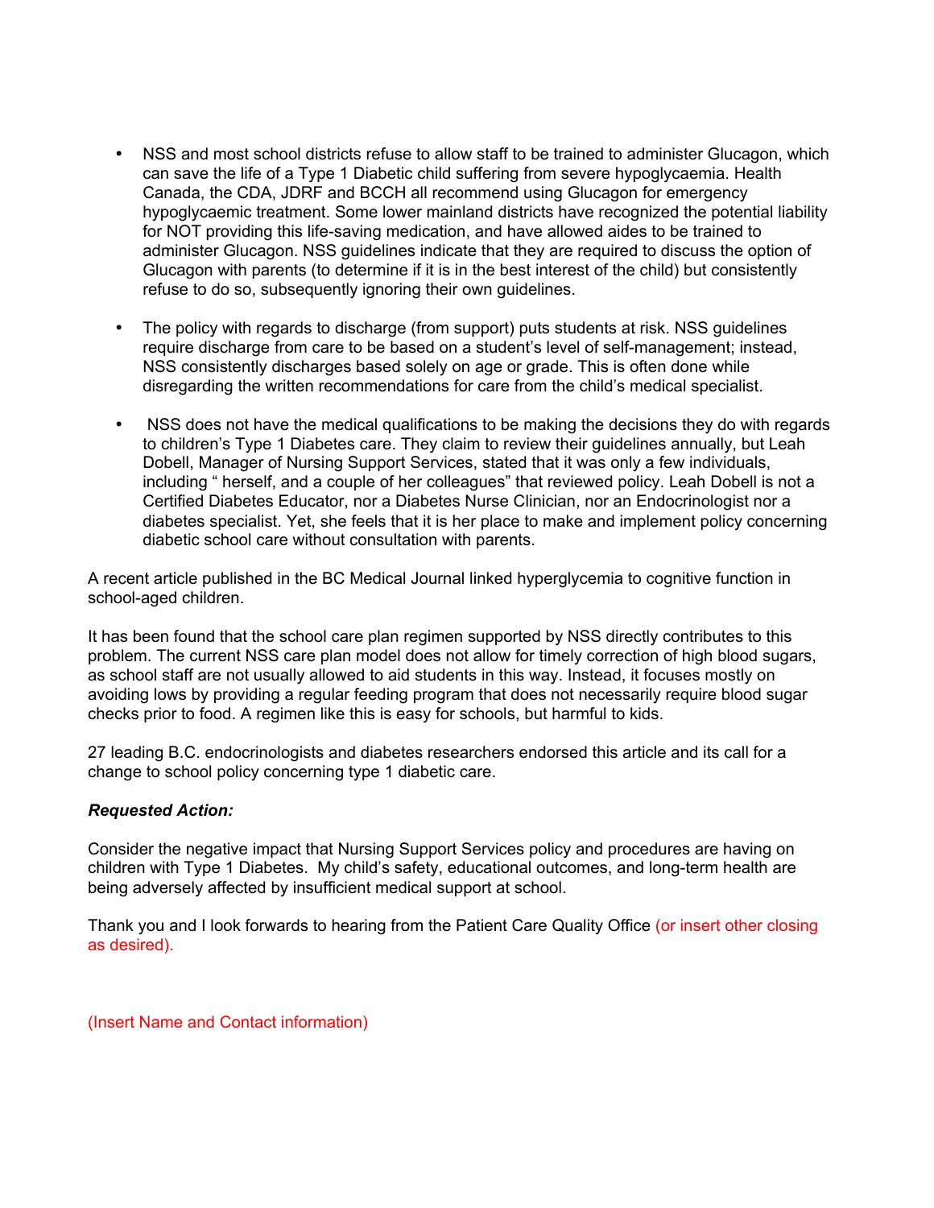- NSS and most school districts refuse to allow staff to be trained to administer Glucagon, which can save the life of a Type 1 Diabetic child suffering from severe hypoglycaemia. Health Canada, the CDA, JDRF and BCCH all recommend using Glucagon for emergency hypoglycaemic treatment. Some lower mainland districts have recognized the potential liability for NOT providing this life-saving medication, and have allowed aides to be trained to administer Glucagon. NSS guidelines indicate that they are required to discuss the option of Glucagon with parents (to determine if it is in the best interest of the child) but consistently refuse to do so, subsequently ignoring their own guidelines.

- The policy with regards to discharge (from support) puts students at risk. NSS guidelines require discharge from care to be based on a student's level of self-management; instead, NSS consistently discharges based solely on age or grade. This is often done while disregarding the written recommendations for care from the child's medical specialist.

- NSS does not have the medical qualifications to be making the decisions they do with regards to children's Type 1 Diabetes care. They claim to review their guidelines annually, but Leah Dobell, Manager of Nursing Support Services, stated that it was only a few individuals, including " herself, and a couple of her colleagues" that reviewed policy. Leah Dobell is not a Certified Diabetes Educator, nor a Diabetes Nurse Clinician, nor an Endocrinologist nor a diabetes specialist. Yet, she feels that it is her place to make and implement policy concerning diabetic school care without consultation with parents.

A recent article published in the BC Medical Journal linked hyperglycemia to cognitive function in school-aged children.

It has been found that the school care plan regimen supported by NSS directly contributes to this problem. The current NSS care plan model does not allow for timely correction of high blood sugars, as school staff are not usually allowed to aid students in this way. Instead, it focuses mostly on avoiding lows by providing a regular feeding program that does not necessarily require blood sugar checks prior to food. A regimen like this is easy for schools, but harmful to kids.

27 leading B.C. endocrinologists and diabetes researchers endorsed this article and its call for a change to school policy concerning type 1 diabetic care.

***Requested Action:***

Consider the negative impact that Nursing Support Services policy and procedures are having on children with Type 1 Diabetes. My child's safety, educational outcomes, and long-term health are being adversely affected by insufficient medical support at school.

Thank you and I look forwards to hearing from the Patient Care Quality Office (or insert other closing as desired).

(Insert Name and Contact information)